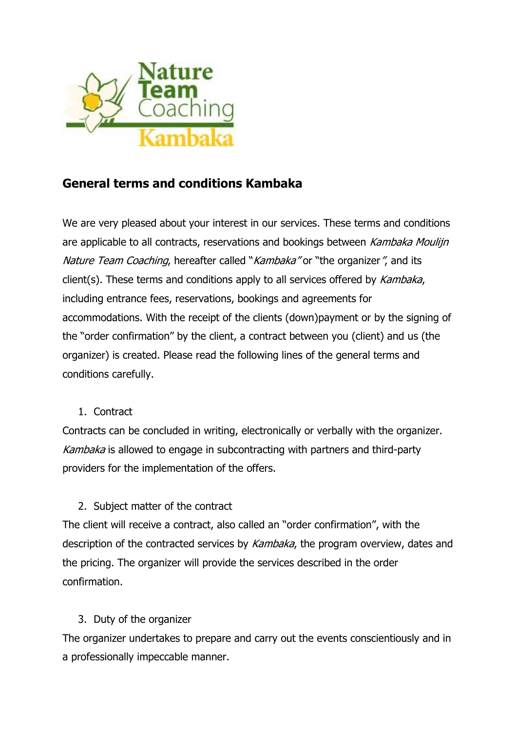## General terms and conditions Kambaka

We are very pleased about your interest in our services. These terms and conditions are applicable to all contracts, reservations and bookings between *Kambaka Moulijn Nature Team Coaching*, hereafter called "*Kambaka*" or "the organizer", and its client(s). These terms and conditions apply to all services offered by *Kambaka*, including entrance fees, reservations, bookings and agreements for accommodations. With the receipt of the clients (down)payment or by the signing of the "order confirmation" by the client, a contract between you (client) and us (the organizer) is created. Please read the following lines of the general terms and conditions carefully.

1. Contract

Contracts can be concluded in writing, electronically or verbally with the organizer. *Kambaka* is allowed to engage in subcontracting with partners and third-party providers for the implementation of the offers.

2. Subject matter of the contract

The client will receive a contract, also called an "order confirmation", with the description of the contracted services by *Kambaka*, the program overview, dates and the pricing. The organizer will provide the services described in the order confirmation.

3. Duty of the organizer

The organizer undertakes to prepare and carry out the events conscientiously and in a professionally impeccable manner.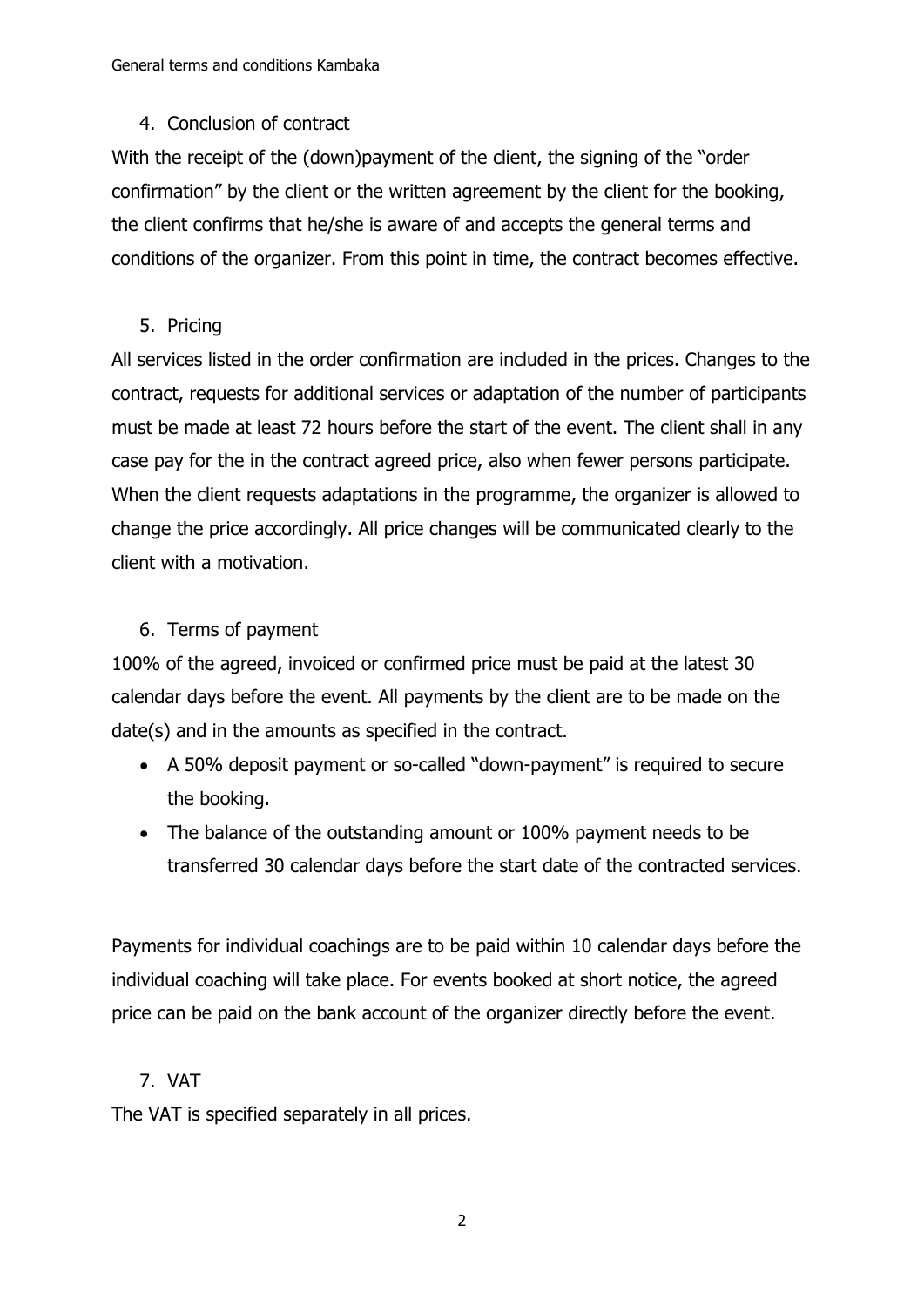4. Conclusion of contract

With the receipt of the (down)payment of the client, the signing of the "order confirmation" by the client or the written agreement by the client for the booking, the client confirms that he/she is aware of and accepts the general terms and conditions of the organizer. From this point in time, the contract becomes effective.

5. Pricing

All services listed in the order confirmation are included in the prices. Changes to the contract, requests for additional services or adaptation of the number of participants must be made at least 72 hours before the start of the event. The client shall in any case pay for the in the contract agreed price, also when fewer persons participate. When the client requests adaptations in the programme, the organizer is allowed to change the price accordingly. All price changes will be communicated clearly to the client with a motivation.

6. Terms of payment

100% of the agreed, invoiced or confirmed price must be paid at the latest 30 calendar days before the event. All payments by the client are to be made on the date(s) and in the amounts as specified in the contract.

- A 50% deposit payment or so-called "down-payment" is required to secure the booking.
- The balance of the outstanding amount or 100% payment needs to be transferred 30 calendar days before the start date of the contracted services.

Payments for individual coachings are to be paid within 10 calendar days before the individual coaching will take place. For events booked at short notice, the agreed price can be paid on the bank account of the organizer directly before the event.

7. VAT

The VAT is specified separately in all prices.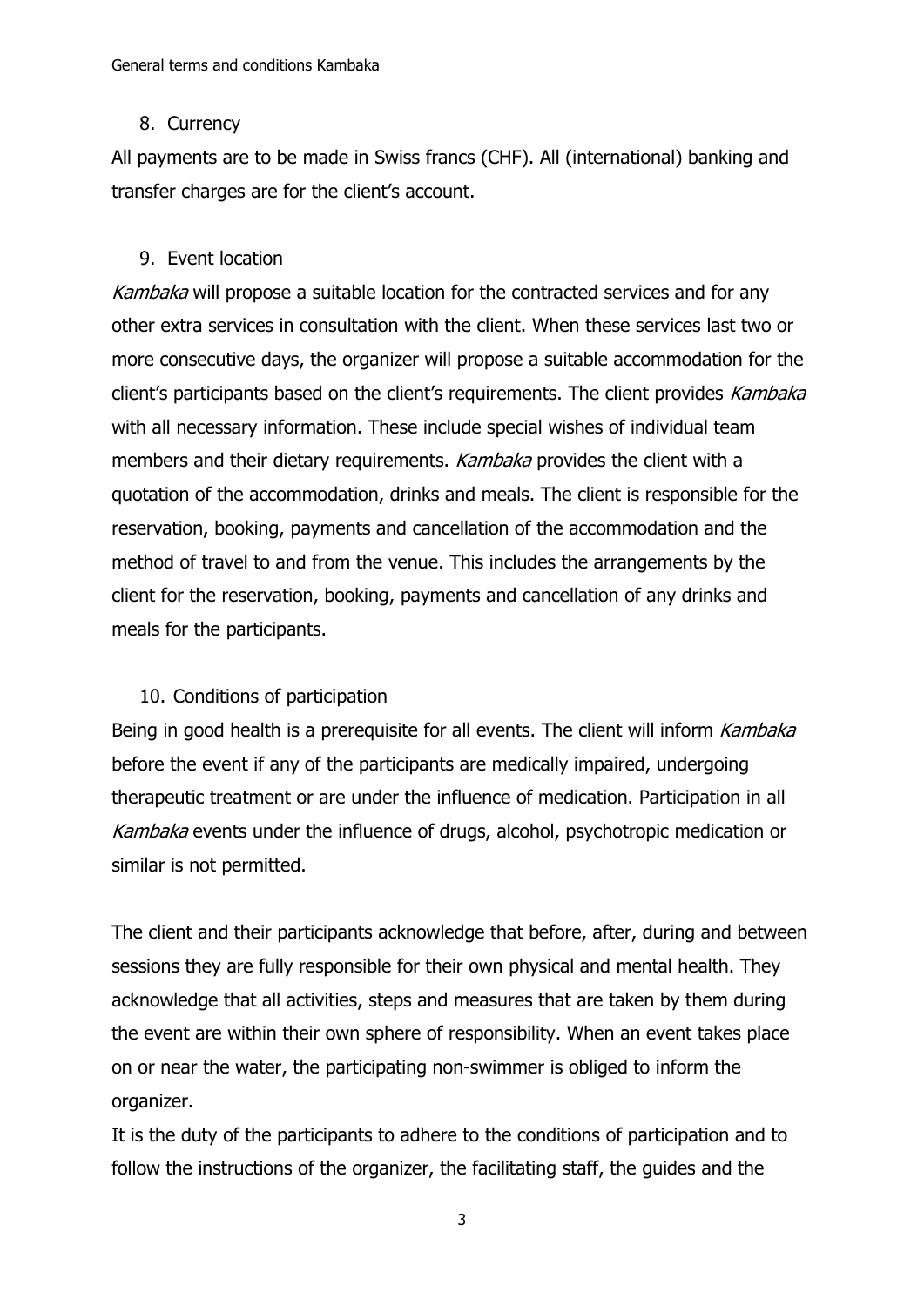## 8. Currency

All payments are to be made in Swiss francs (CHF). All (international) banking and transfer charges are for the client's account.

## 9. Event location

*Kambaka* will propose a suitable location for the contracted services and for any other extra services in consultation with the client. When these services last two or more consecutive days, the organizer will propose a suitable accommodation for the client's participants based on the client's requirements. The client provides *Kambaka* with all necessary information. These include special wishes of individual team members and their dietary requirements. *Kambaka* provides the client with a quotation of the accommodation, drinks and meals. The client is responsible for the reservation, booking, payments and cancellation of the accommodation and the method of travel to and from the venue. This includes the arrangements by the client for the reservation, booking, payments and cancellation of any drinks and meals for the participants.

## 10. Conditions of participation

Being in good health is a prerequisite for all events. The client will inform *Kambaka* before the event if any of the participants are medically impaired, undergoing therapeutic treatment or are under the influence of medication. Participation in all *Kambaka* events under the influence of drugs, alcohol, psychotropic medication or similar is not permitted.

The client and their participants acknowledge that before, after, during and between sessions they are fully responsible for their own physical and mental health. They acknowledge that all activities, steps and measures that are taken by them during the event are within their own sphere of responsibility. When an event takes place on or near the water, the participating non-swimmer is obliged to inform the organizer.

It is the duty of the participants to adhere to the conditions of participation and to follow the instructions of the organizer, the facilitating staff, the guides and the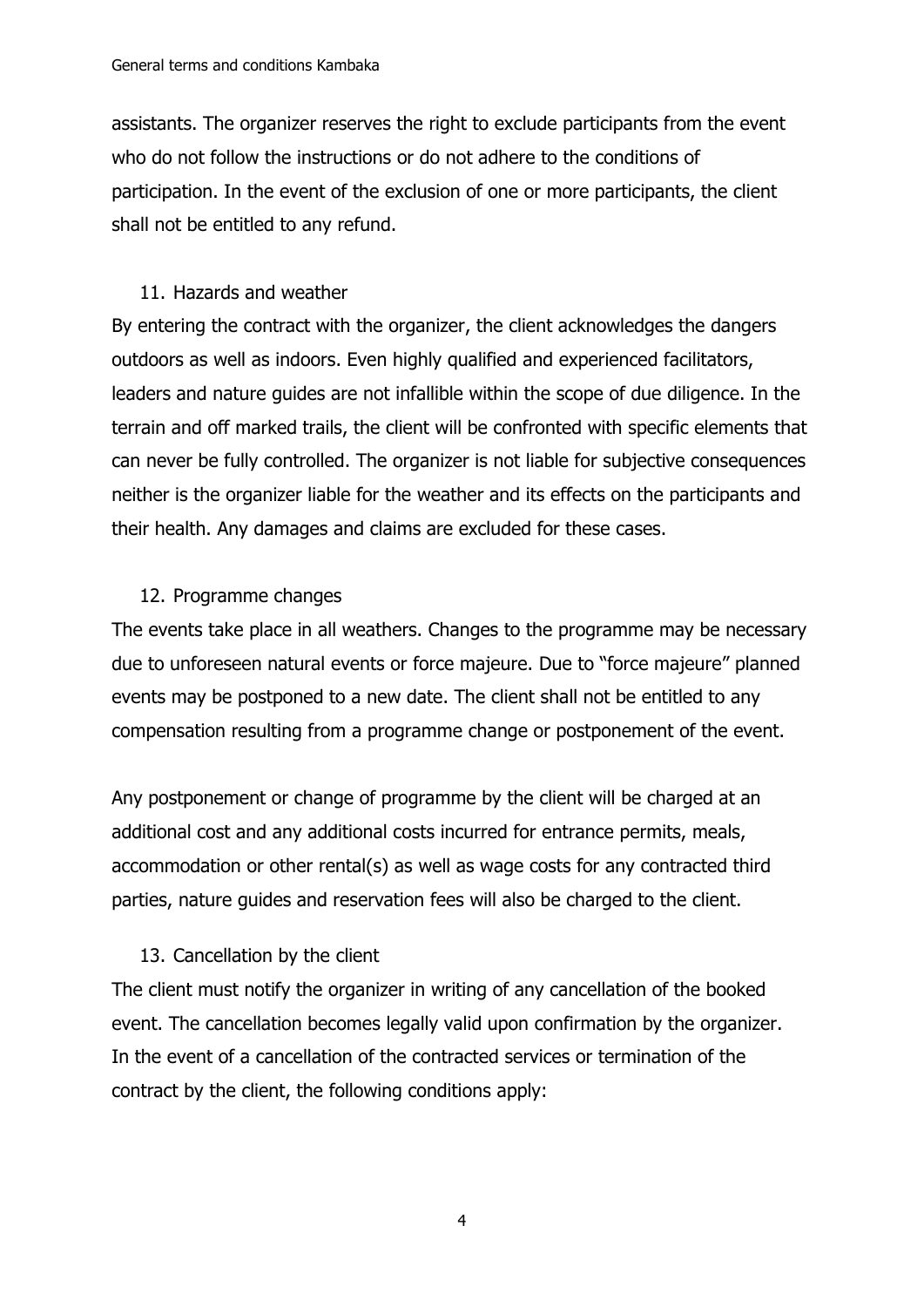assistants. The organizer reserves the right to exclude participants from the event who do not follow the instructions or do not adhere to the conditions of participation. In the event of the exclusion of one or more participants, the client shall not be entitled to any refund.

## 11. Hazards and weather

By entering the contract with the organizer, the client acknowledges the dangers outdoors as well as indoors. Even highly qualified and experienced facilitators, leaders and nature guides are not infallible within the scope of due diligence. In the terrain and off marked trails, the client will be confronted with specific elements that can never be fully controlled. The organizer is not liable for subjective consequences neither is the organizer liable for the weather and its effects on the participants and their health. Any damages and claims are excluded for these cases.

## 12. Programme changes

The events take place in all weathers. Changes to the programme may be necessary due to unforeseen natural events or force majeure. Due to "force majeure" planned events may be postponed to a new date. The client shall not be entitled to any compensation resulting from a programme change or postponement of the event.

Any postponement or change of programme by the client will be charged at an additional cost and any additional costs incurred for entrance permits, meals, accommodation or other rental(s) as well as wage costs for any contracted third parties, nature guides and reservation fees will also be charged to the client.

## 13. Cancellation by the client

The client must notify the organizer in writing of any cancellation of the booked event. The cancellation becomes legally valid upon confirmation by the organizer. In the event of a cancellation of the contracted services or termination of the contract by the client, the following conditions apply: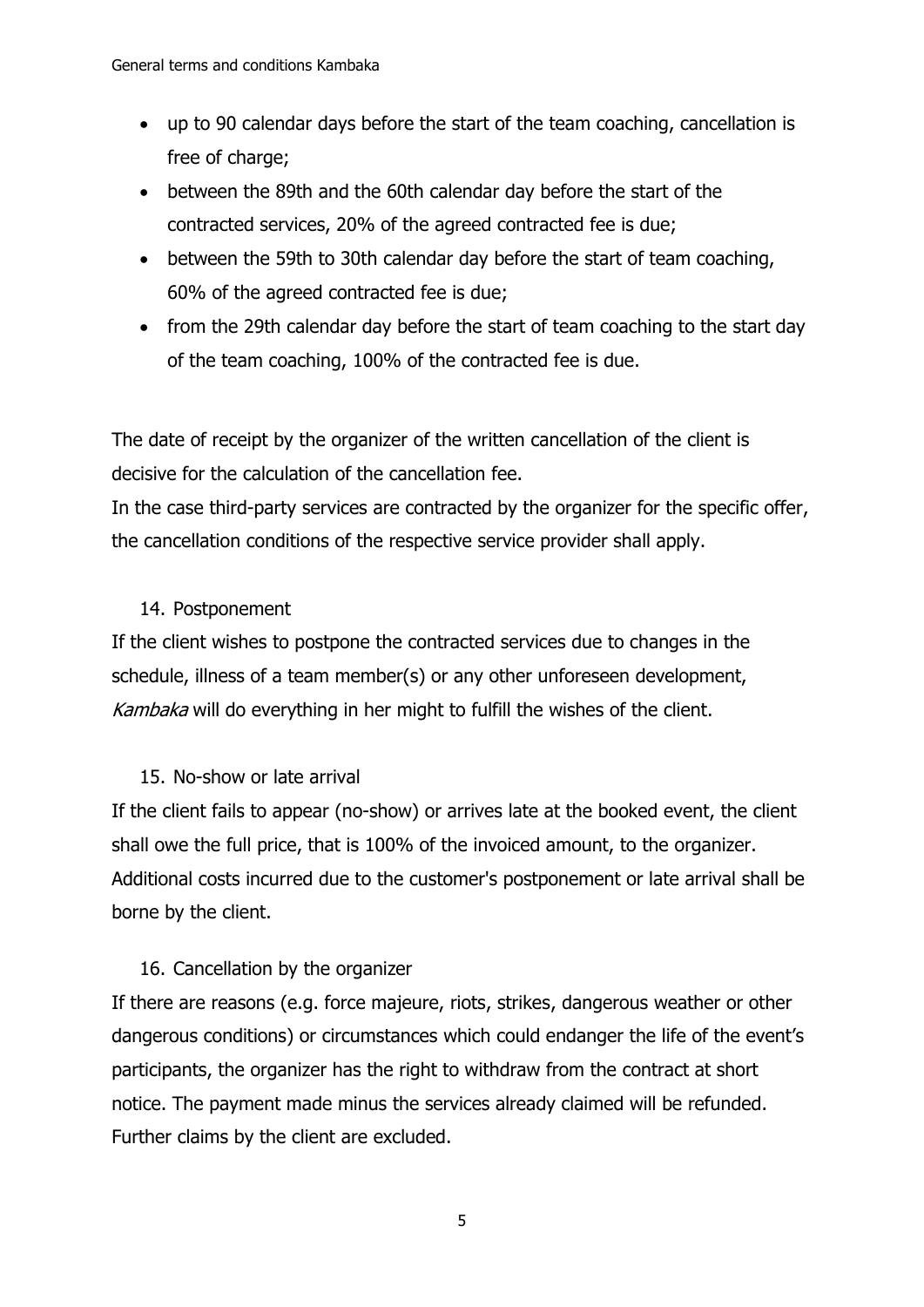- up to 90 calendar days before the start of the team coaching, cancellation is free of charge;
- between the 89th and the 60th calendar day before the start of the contracted services, 20% of the agreed contracted fee is due;
- between the 59th to 30th calendar day before the start of team coaching, 60% of the agreed contracted fee is due;
- from the 29th calendar day before the start of team coaching to the start day of the team coaching, 100% of the contracted fee is due.

The date of receipt by the organizer of the written cancellation of the client is decisive for the calculation of the cancellation fee.
In the case third-party services are contracted by the organizer for the specific offer, the cancellation conditions of the respective service provider shall apply.

## 14. Postponement

If the client wishes to postpone the contracted services due to changes in the schedule, illness of a team member(s) or any other unforeseen development, *Kambaka* will do everything in her might to fulfill the wishes of the client.

## 15. No-show or late arrival

If the client fails to appear (no-show) or arrives late at the booked event, the client shall owe the full price, that is 100% of the invoiced amount, to the organizer. Additional costs incurred due to the customer's postponement or late arrival shall be borne by the client.

## 16. Cancellation by the organizer

If there are reasons (e.g. force majeure, riots, strikes, dangerous weather or other dangerous conditions) or circumstances which could endanger the life of the event's participants, the organizer has the right to withdraw from the contract at short notice. The payment made minus the services already claimed will be refunded. Further claims by the client are excluded.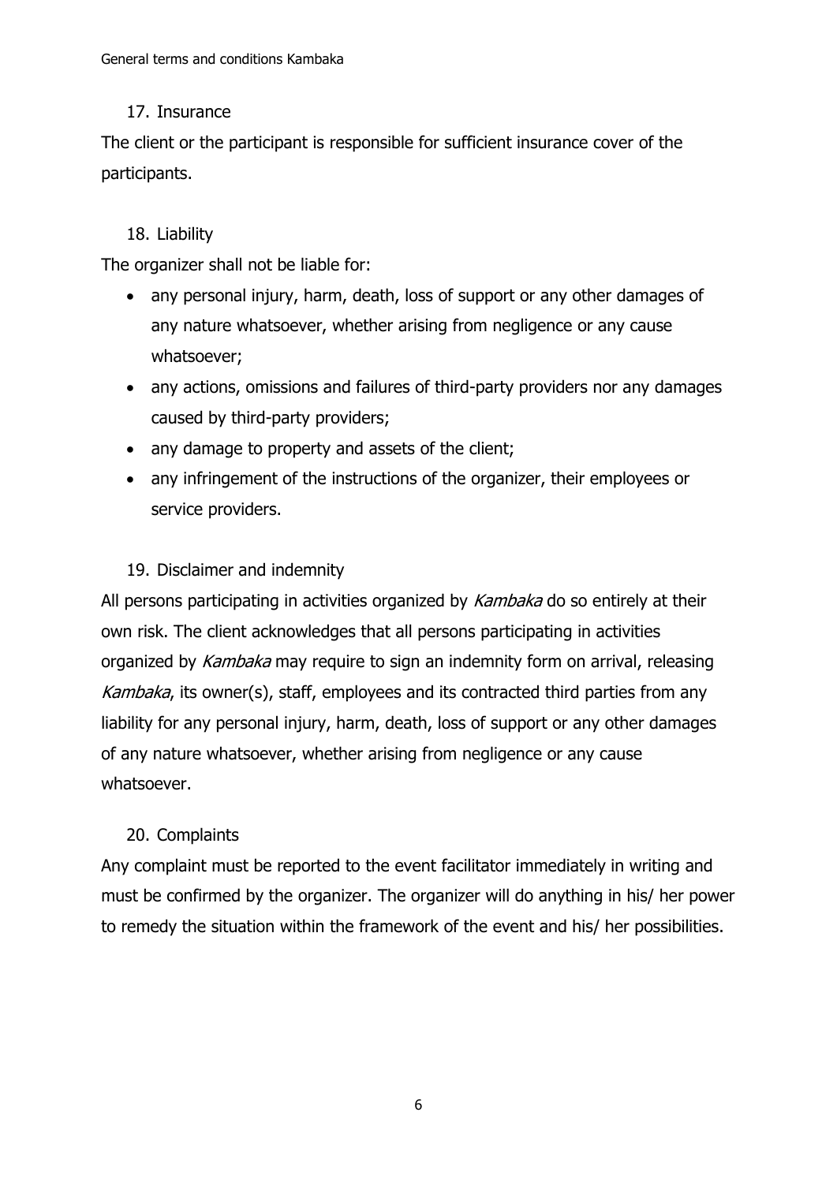## 17. Insurance

The client or the participant is responsible for sufficient insurance cover of the participants.

## 18. Liability

The organizer shall not be liable for:

- any personal injury, harm, death, loss of support or any other damages of any nature whatsoever, whether arising from negligence or any cause whatsoever;
- any actions, omissions and failures of third-party providers nor any damages caused by third-party providers;
- any damage to property and assets of the client;
- any infringement of the instructions of the organizer, their employees or service providers.

## 19. Disclaimer and indemnity

All persons participating in activities organized by *Kambaka* do so entirely at their own risk. The client acknowledges that all persons participating in activities organized by *Kambaka* may require to sign an indemnity form on arrival, releasing *Kambaka*, its owner(s), staff, employees and its contracted third parties from any liability for any personal injury, harm, death, loss of support or any other damages of any nature whatsoever, whether arising from negligence or any cause whatsoever.

## 20. Complaints

Any complaint must be reported to the event facilitator immediately in writing and must be confirmed by the organizer. The organizer will do anything in his/ her power to remedy the situation within the framework of the event and his/ her possibilities.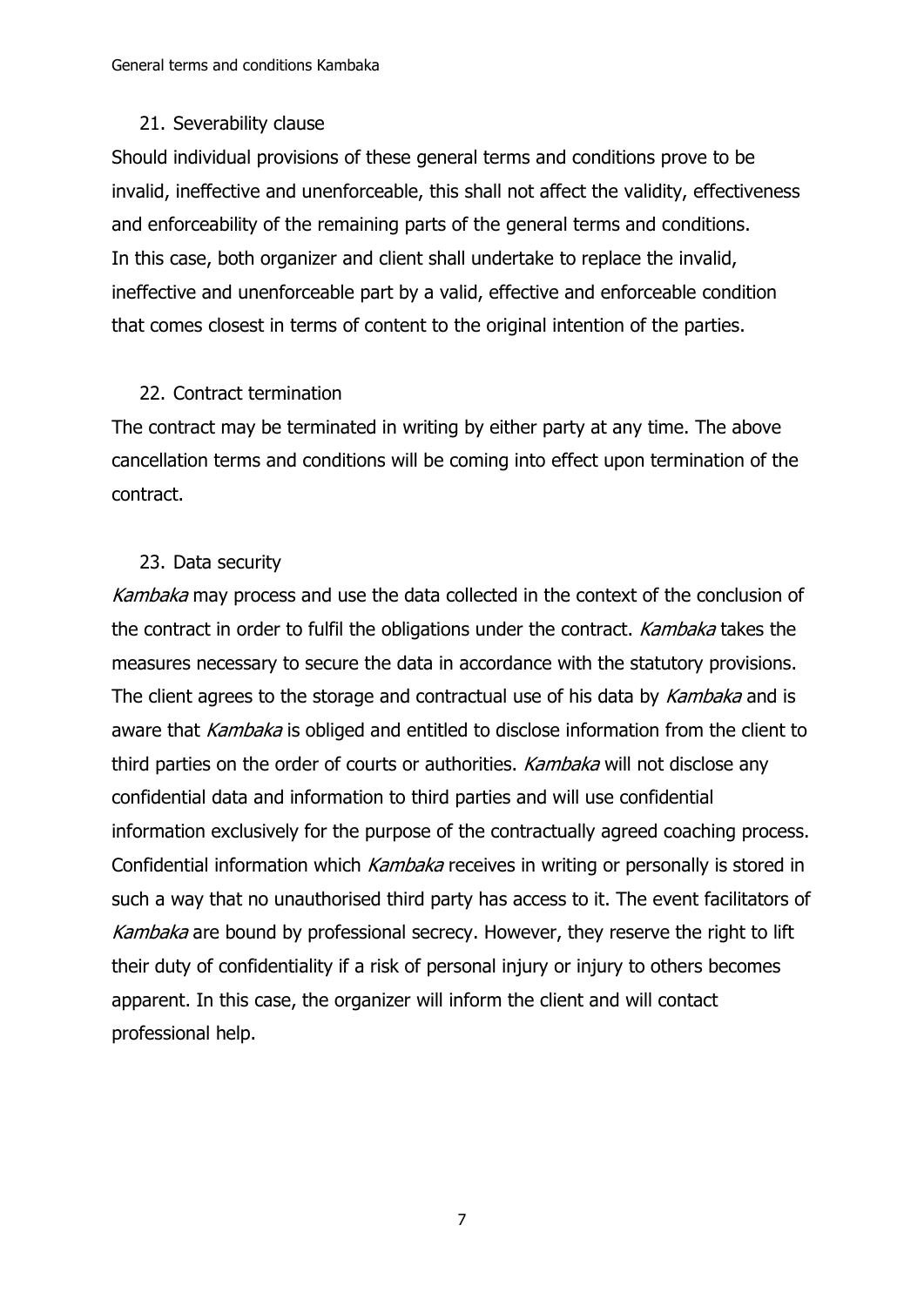## 21. Severability clause

Should individual provisions of these general terms and conditions prove to be invalid, ineffective and unenforceable, this shall not affect the validity, effectiveness and enforceability of the remaining parts of the general terms and conditions. In this case, both organizer and client shall undertake to replace the invalid, ineffective and unenforceable part by a valid, effective and enforceable condition that comes closest in terms of content to the original intention of the parties.

## 22. Contract termination

The contract may be terminated in writing by either party at any time. The above cancellation terms and conditions will be coming into effect upon termination of the contract.

## 23. Data security

*Kambaka* may process and use the data collected in the context of the conclusion of the contract in order to fulfil the obligations under the contract. *Kambaka* takes the measures necessary to secure the data in accordance with the statutory provisions. The client agrees to the storage and contractual use of his data by *Kambaka* and is aware that *Kambaka* is obliged and entitled to disclose information from the client to third parties on the order of courts or authorities. *Kambaka* will not disclose any confidential data and information to third parties and will use confidential information exclusively for the purpose of the contractually agreed coaching process. Confidential information which *Kambaka* receives in writing or personally is stored in such a way that no unauthorised third party has access to it. The event facilitators of *Kambaka* are bound by professional secrecy. However, they reserve the right to lift their duty of confidentiality if a risk of personal injury or injury to others becomes apparent. In this case, the organizer will inform the client and will contact professional help.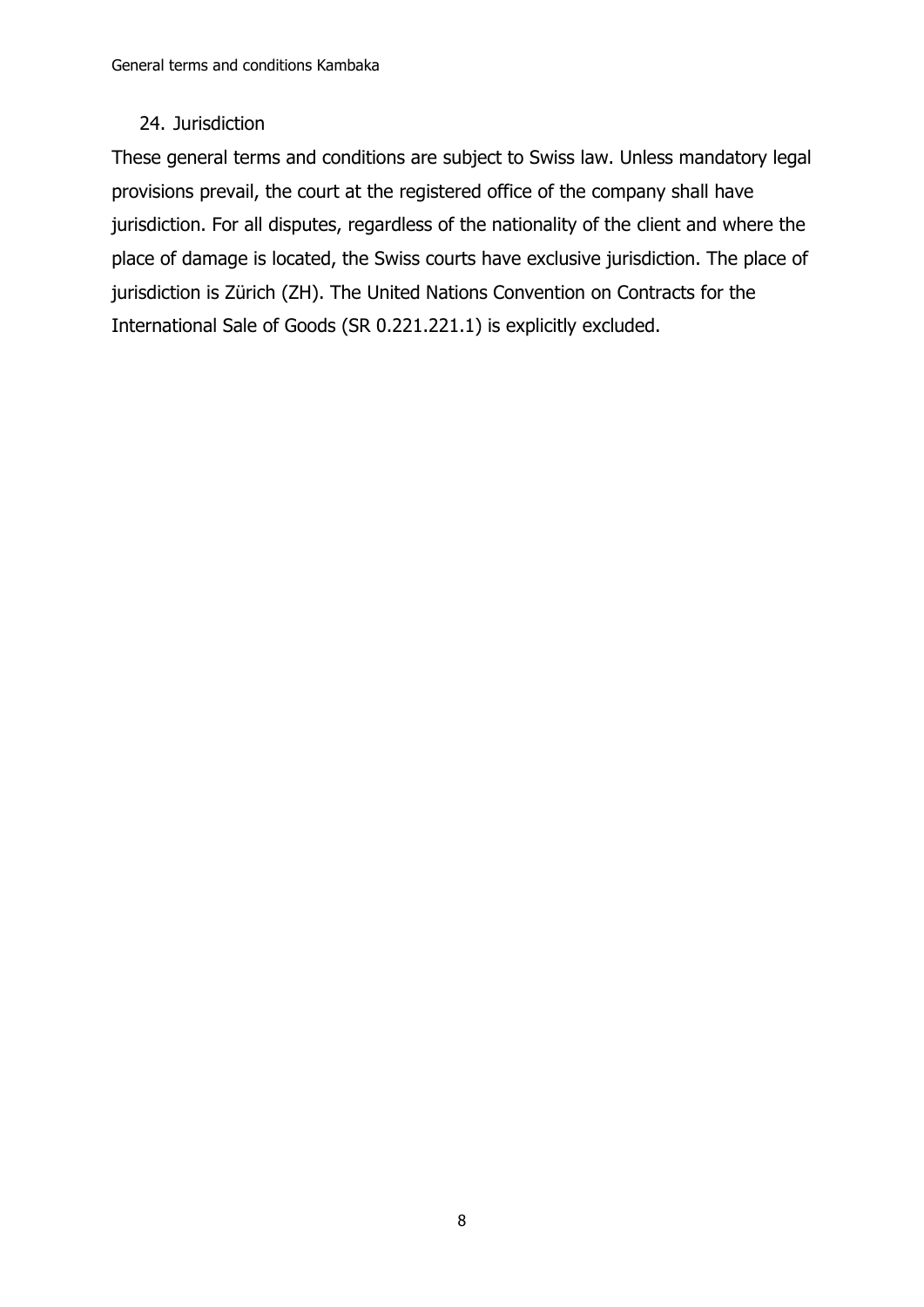## 24. Jurisdiction

These general terms and conditions are subject to Swiss law. Unless mandatory legal provisions prevail, the court at the registered office of the company shall have jurisdiction. For all disputes, regardless of the nationality of the client and where the place of damage is located, the Swiss courts have exclusive jurisdiction. The place of jurisdiction is Zürich (ZH). The United Nations Convention on Contracts for the International Sale of Goods (SR 0.221.221.1) is explicitly excluded.